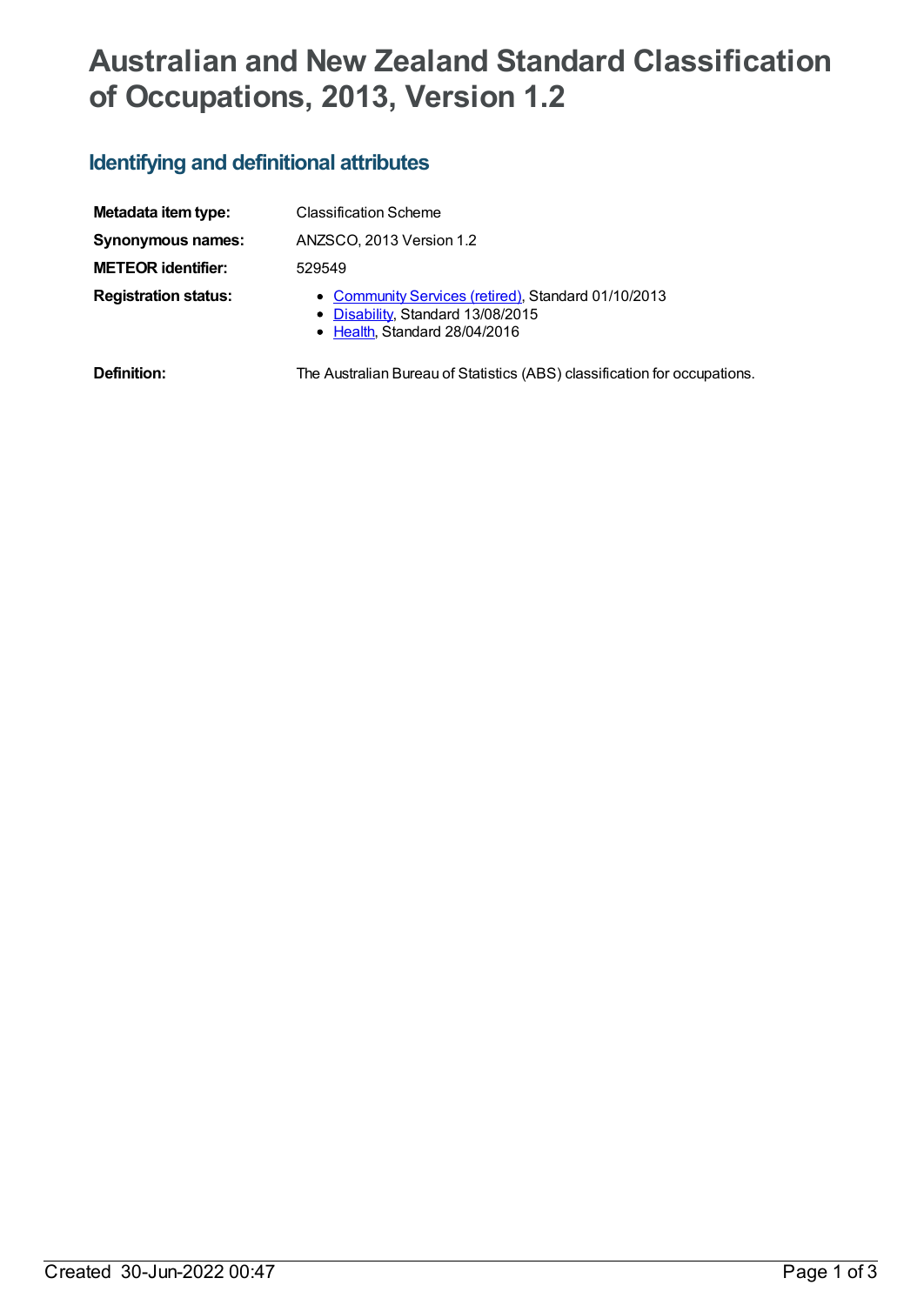# Australian and New Zealand Standard Classification of Occupations, 2013, Version 1.2

## Identifying and definitional attributes

| | |
|---|---|
| **Metadata item type:** | Classification Scheme |
| **Synonymous names:** | ANZSCO, 2013 Version 1.2 |
| **METEOR identifier:** | 529549 |
| **Registration status:** | • Community Services (retired), Standard 01/10/2013<br>• Disability, Standard 13/08/2015<br>• Health, Standard 28/04/2016 |
| **Definition:** | The Australian Bureau of Statistics (ABS) classification for occupations. |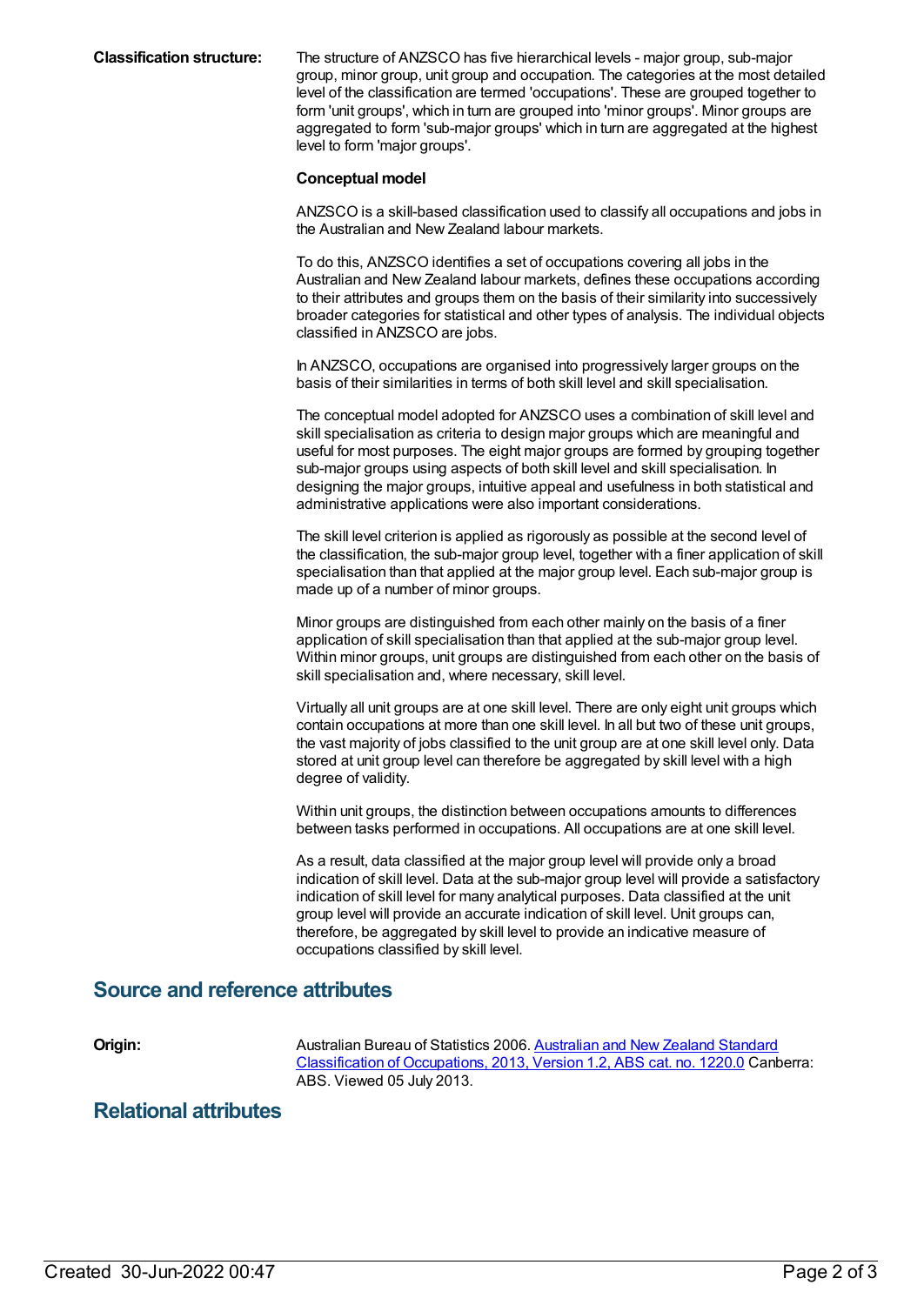**Classification structure:**

The structure of ANZSCO has five hierarchical levels - major group, sub-major group, minor group, unit group and occupation. The categories at the most detailed level of the classification are termed 'occupations'. These are grouped together to form 'unit groups', which in turn are grouped into 'minor groups'. Minor groups are aggregated to form 'sub-major groups' which in turn are aggregated at the highest level to form 'major groups'.

**Conceptual model**

ANZSCO is a skill-based classification used to classify all occupations and jobs in the Australian and New Zealand labour markets.

To do this, ANZSCO identifies a set of occupations covering all jobs in the Australian and New Zealand labour markets, defines these occupations according to their attributes and groups them on the basis of their similarity into successively broader categories for statistical and other types of analysis. The individual objects classified in ANZSCO are jobs.

In ANZSCO, occupations are organised into progressively larger groups on the basis of their similarities in terms of both skill level and skill specialisation.

The conceptual model adopted for ANZSCO uses a combination of skill level and skill specialisation as criteria to design major groups which are meaningful and useful for most purposes. The eight major groups are formed by grouping together sub-major groups using aspects of both skill level and skill specialisation. In designing the major groups, intuitive appeal and usefulness in both statistical and administrative applications were also important considerations.

The skill level criterion is applied as rigorously as possible at the second level of the classification, the sub-major group level, together with a finer application of skill specialisation than that applied at the major group level. Each sub-major group is made up of a number of minor groups.

Minor groups are distinguished from each other mainly on the basis of a finer application of skill specialisation than that applied at the sub-major group level. Within minor groups, unit groups are distinguished from each other on the basis of skill specialisation and, where necessary, skill level.

Virtually all unit groups are at one skill level. There are only eight unit groups which contain occupations at more than one skill level. In all but two of these unit groups, the vast majority of jobs classified to the unit group are at one skill level only. Data stored at unit group level can therefore be aggregated by skill level with a high degree of validity.

Within unit groups, the distinction between occupations amounts to differences between tasks performed in occupations. All occupations are at one skill level.

As a result, data classified at the major group level will provide only a broad indication of skill level. Data at the sub-major group level will provide a satisfactory indication of skill level for many analytical purposes. Data classified at the unit group level will provide an accurate indication of skill level. Unit groups can, therefore, be aggregated by skill level to provide an indicative measure of occupations classified by skill level.

## Source and reference attributes

**Origin:**

Australian Bureau of Statistics 2006. Australian and New Zealand Standard Classification of Occupations, 2013, Version 1.2, ABS cat. no. 1220.0 Canberra: ABS. Viewed 05 July 2013.

## Relational attributes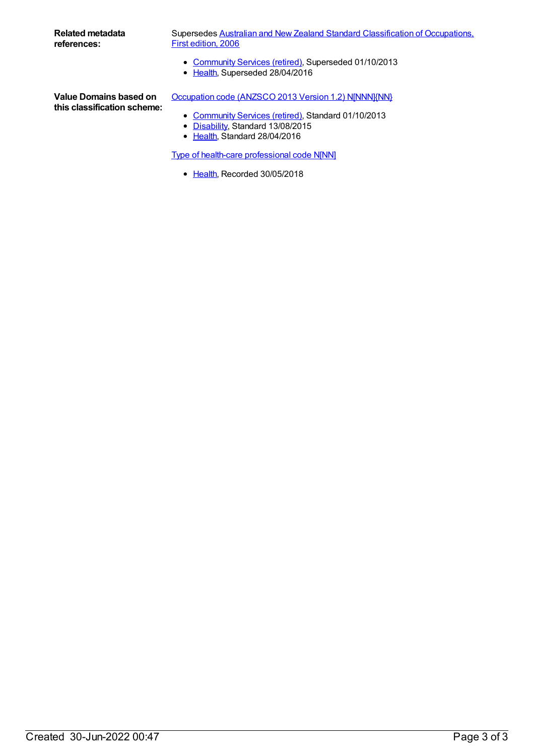**Related metadata references:**

Supersedes Australian and New Zealand Standard Classification of Occupations, First edition, 2006

- Community Services (retired), Superseded 01/10/2013
- Health, Superseded 28/04/2016

**Value Domains based on this classification scheme:**

Occupation code (ANZSCO 2013 Version 1.2) N[NNN]{NN}

- Community Services (retired), Standard 01/10/2013
- Disability, Standard 13/08/2015
- Health, Standard 28/04/2016

Type of health-care professional code N[NN]

- Health, Recorded 30/05/2018